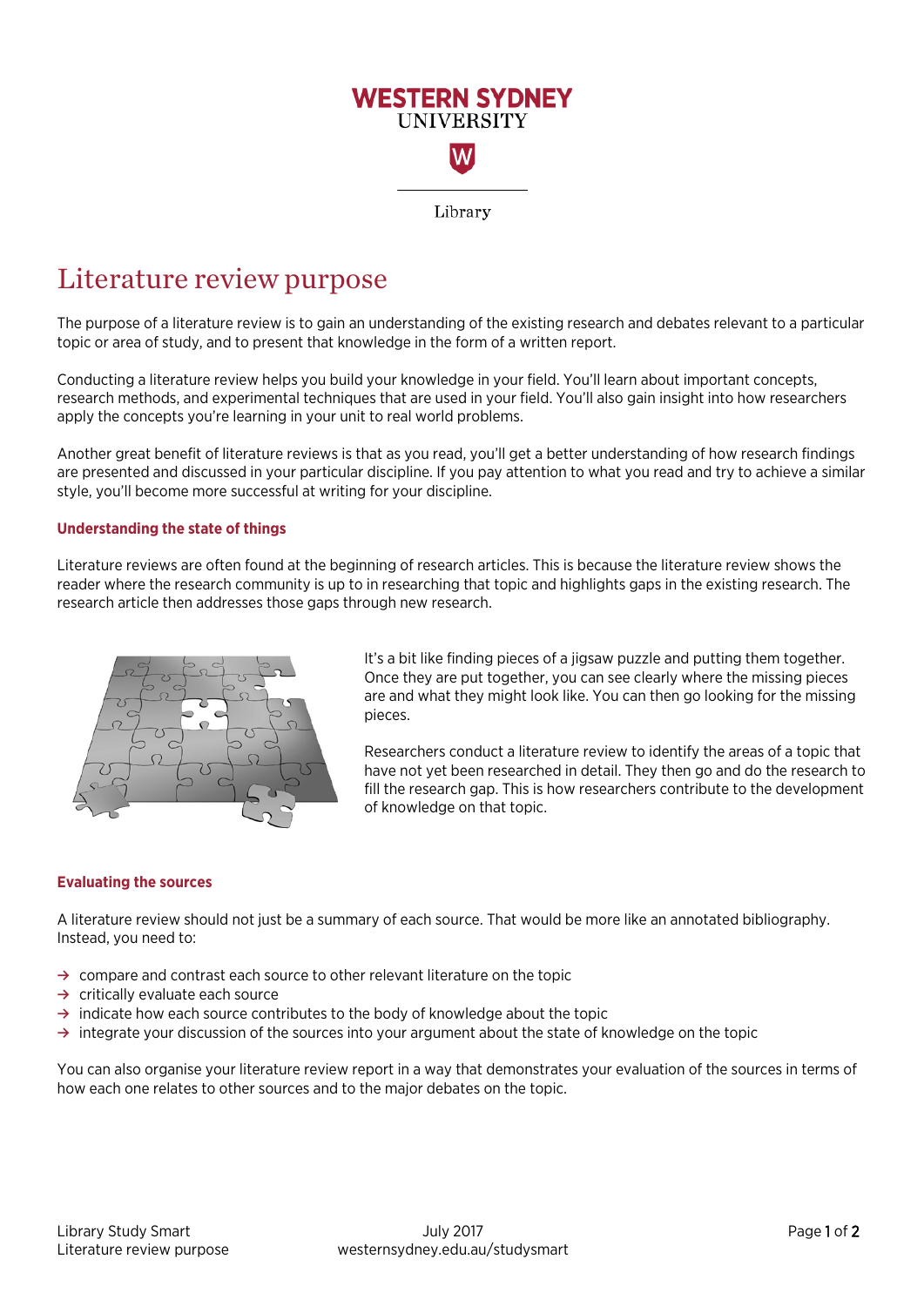# Literature review purpose

The purpose of a literature review is to gain an understanding of the existing research and debates relevant to a particular topic or area of study, and to present that knowledge in the form of a written report.

Conducting a literature review helps you build your knowledge in your field. You'll learn about important concepts, research methods, and experimental techniques that are used in your field. You'll also gain insight into how researchers apply the concepts you're learning in your unit to real world problems.

Another great benefit of literature reviews is that as you read, you'll get a better understanding of how research findings are presented and discussed in your particular discipline. If you pay attention to what you read and try to achieve a similar style, you'll become more successful at writing for your discipline.

## Understanding the state of things

Literature reviews are often found at the beginning of research articles. This is because the literature review shows the reader where the research community is up to in researching that topic and highlights gaps in the existing research. The research article then addresses those gaps through new research.

It's a bit like finding pieces of a jigsaw puzzle and putting them together. Once they are put together, you can see clearly where the missing pieces are and what they might look like. You can then go looking for the missing pieces.

Researchers conduct a literature review to identify the areas of a topic that have not yet been researched in detail. They then go and do the research to fill the research gap. This is how researchers contribute to the development of knowledge on that topic.

## Evaluating the sources

A literature review should not just be a summary of each source. That would be more like an annotated bibliography. Instead, you need to:

- compare and contrast each source to other relevant literature on the topic
- critically evaluate each source
- indicate how each source contributes to the body of knowledge about the topic
- integrate your discussion of the sources into your argument about the state of knowledge on the topic

You can also organise your literature review report in a way that demonstrates your evaluation of the sources in terms of how each one relates to other sources and to the major debates on the topic.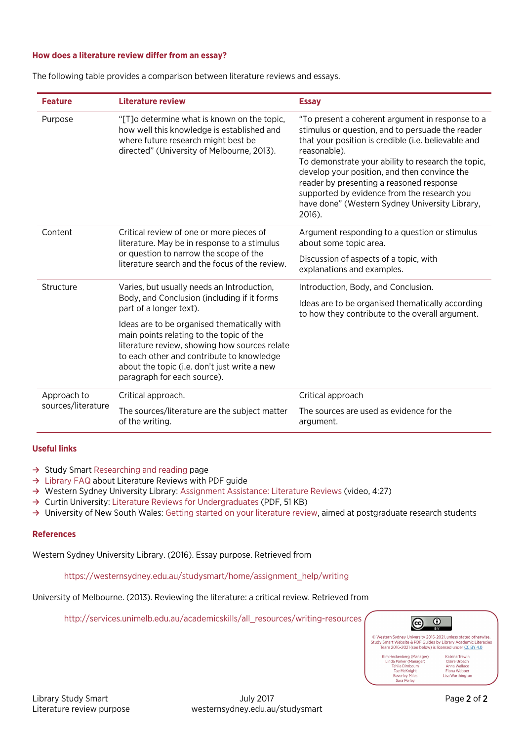## How does a literature review differ from an essay?

The following table provides a comparison between literature reviews and essays.

| Feature | Literature review | Essay |
|---|---|---|
| Purpose | "[T]o determine what is known on the topic, how well this knowledge is established and where future research might best be directed" (University of Melbourne, 2013). | "To present a coherent argument in response to a stimulus or question, and to persuade the reader that your position is credible (i.e. believable and reasonable). To demonstrate your ability to research the topic, develop your position, and then convince the reader by presenting a reasoned response supported by evidence from the research you have done" (Western Sydney University Library, 2016). |
| Content | Critical review of one or more pieces of literature. May be in response to a stimulus or question to narrow the scope of the literature search and the focus of the review. | Argument responding to a question or stimulus about some topic area.<br><br>Discussion of aspects of a topic, with explanations and examples. |
| Structure | Varies, but usually needs an Introduction, Body, and Conclusion (including if it forms part of a longer text).<br><br>Ideas are to be organised thematically with main points relating to the topic of the literature review, showing how sources relate to each other and contribute to knowledge about the topic (i.e. don't just write a new paragraph for each source). | Introduction, Body, and Conclusion.<br><br>Ideas are to be organised thematically according to how they contribute to the overall argument. |
| Approach to sources/literature | Critical approach.<br><br>The sources/literature are the subject matter of the writing. | Critical approach<br><br>The sources are used as evidence for the argument. |

## Useful links

- → Study Smart Researching and reading page
- → Library FAQ about Literature Reviews with PDF guide
- → Western Sydney University Library: Assignment Assistance: Literature Reviews (video, 4:27)
- → Curtin University: Literature Reviews for Undergraduates (PDF, 51 KB)
- → University of New South Wales: Getting started on your literature review, aimed at postgraduate research students

## References

Western Sydney University Library. (2016). Essay purpose. Retrieved from

https://westernsydney.edu.au/studysmart/home/assignment_help/writing

University of Melbourne. (2013). Reviewing the literature: a critical review. Retrieved from

http://services.unimelb.edu.au/academicskills/all_resources/writing-resources

© Western Sydney University 2016-2021, unless stated otherwise. Study Smart Website & PDF Guides by Library Academic Literacies Team 2016-2021 (see below) is licensed under CC BY 4.0

Kim Heckenberg (Manager), Linda Parker (Manager), Tahlia Birnbaum, Tae McKnight, Beverley Miles, Sara Perley, Katrina Trewin, Claire Urbach, Anna Wallace, Fiona Webber, Lisa Worthington

Library Study Smart
Literature review purpose

July 2017
westernsydney.edu.au/studysmart